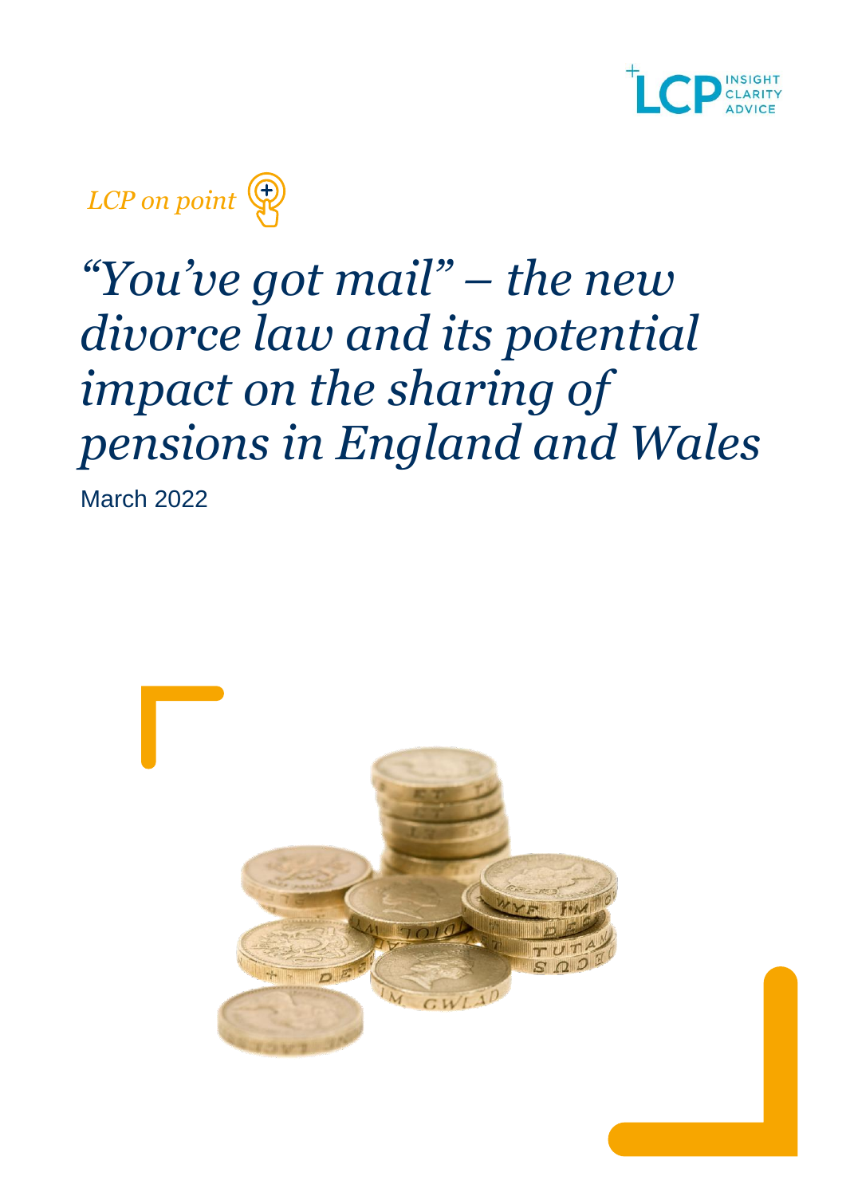*LCP on point*

# *"You've got mail" – the new divorce law and its potential impact on the sharing of pensions in England and Wales*

March 2022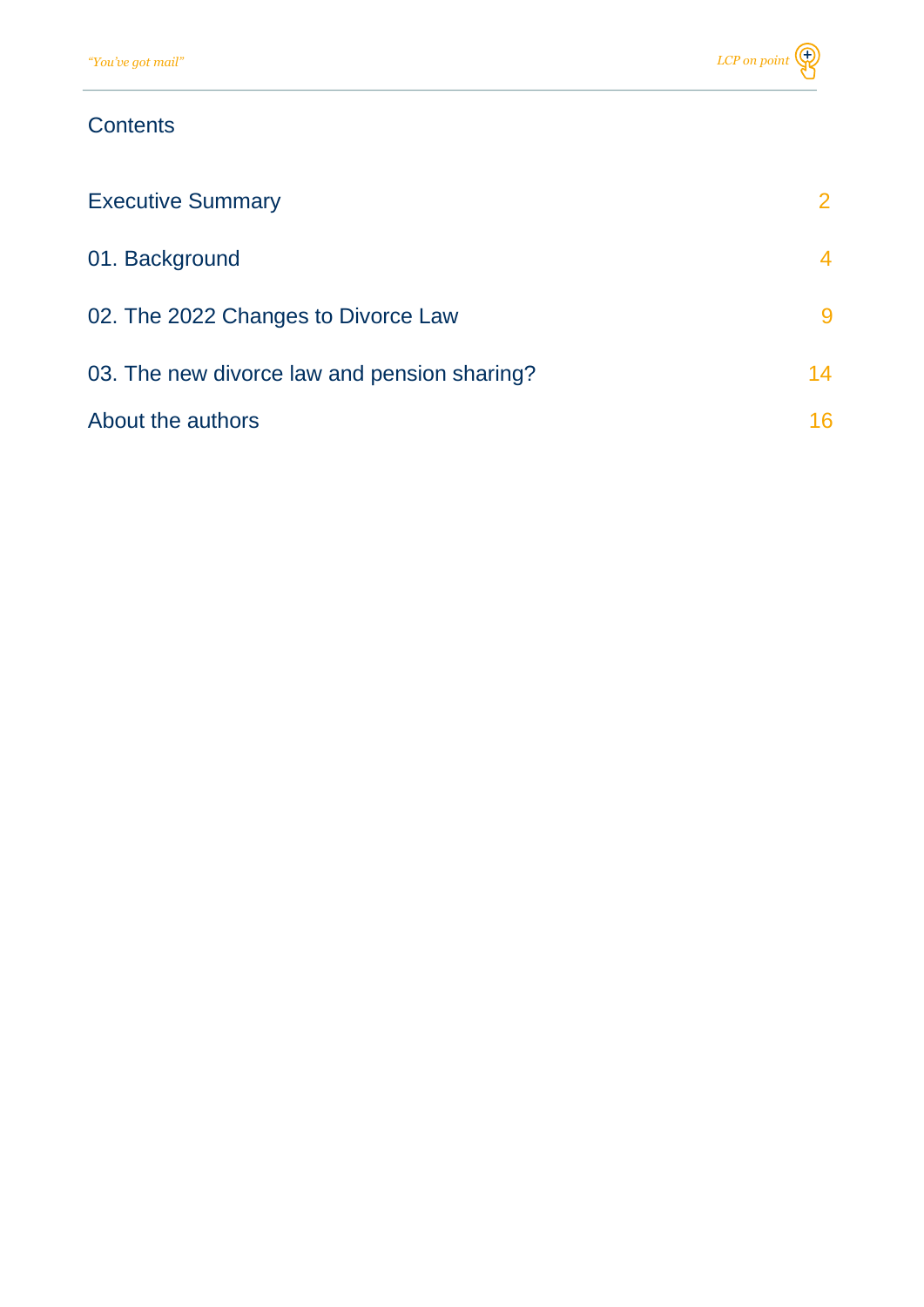## Contents

| | |
|---|---|
| Executive Summary | 2 |
| 01. Background | 4 |
| 02. The 2022 Changes to Divorce Law | 9 |
| 03. The new divorce law and pension sharing? | 14 |
| About the authors | 16 |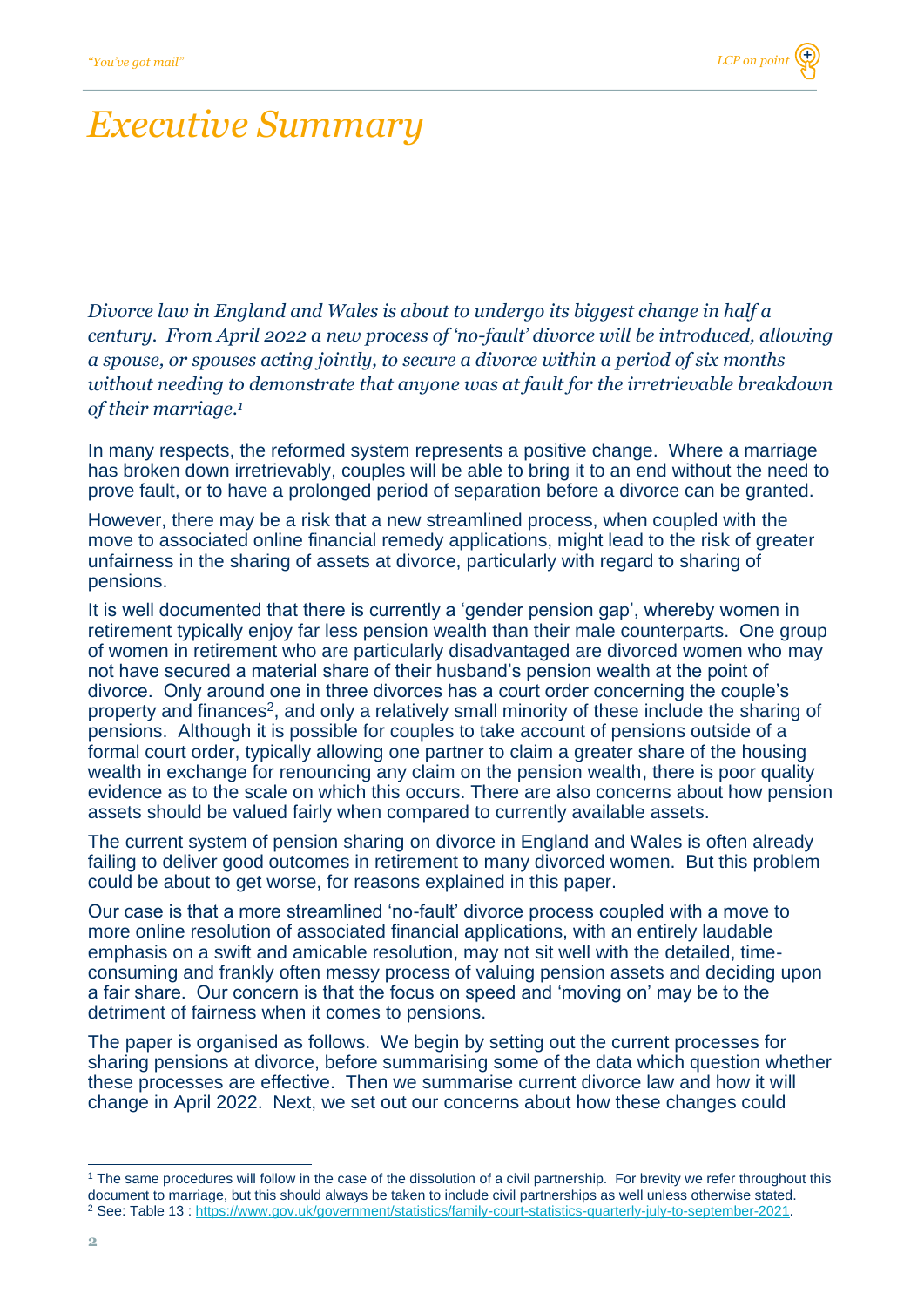# Executive Summary

*Divorce law in England and Wales is about to undergo its biggest change in half a century. From April 2022 a new process of 'no-fault' divorce will be introduced, allowing a spouse, or spouses acting jointly, to secure a divorce within a period of six months without needing to demonstrate that anyone was at fault for the irretrievable breakdown of their marriage.*[1]

In many respects, the reformed system represents a positive change. Where a marriage has broken down irretrievably, couples will be able to bring it to an end without the need to prove fault, or to have a prolonged period of separation before a divorce can be granted.

However, there may be a risk that a new streamlined process, when coupled with the move to associated online financial remedy applications, might lead to the risk of greater unfairness in the sharing of assets at divorce, particularly with regard to sharing of pensions.

It is well documented that there is currently a 'gender pension gap', whereby women in retirement typically enjoy far less pension wealth than their male counterparts. One group of women in retirement who are particularly disadvantaged are divorced women who may not have secured a material share of their husband's pension wealth at the point of divorce. Only around one in three divorces has a court order concerning the couple's property and finances[2], and only a relatively small minority of these include the sharing of pensions. Although it is possible for couples to take account of pensions outside of a formal court order, typically allowing one partner to claim a greater share of the housing wealth in exchange for renouncing any claim on the pension wealth, there is poor quality evidence as to the scale on which this occurs. There are also concerns about how pension assets should be valued fairly when compared to currently available assets.

The current system of pension sharing on divorce in England and Wales is often already failing to deliver good outcomes in retirement to many divorced women. But this problem could be about to get worse, for reasons explained in this paper.

Our case is that a more streamlined 'no-fault' divorce process coupled with a move to more online resolution of associated financial applications, with an entirely laudable emphasis on a swift and amicable resolution, may not sit well with the detailed, time-consuming and frankly often messy process of valuing pension assets and deciding upon a fair share. Our concern is that the focus on speed and 'moving on' may be to the detriment of fairness when it comes to pensions.

The paper is organised as follows. We begin by setting out the current processes for sharing pensions at divorce, before summarising some of the data which question whether these processes are effective. Then we summarise current divorce law and how it will change in April 2022. Next, we set out our concerns about how these changes could

---

[1] The same procedures will follow in the case of the dissolution of a civil partnership. For brevity we refer throughout this document to marriage, but this should always be taken to include civil partnerships as well unless otherwise stated.

[2] See: Table 13 : https://www.gov.uk/government/statistics/family-court-statistics-quarterly-july-to-september-2021.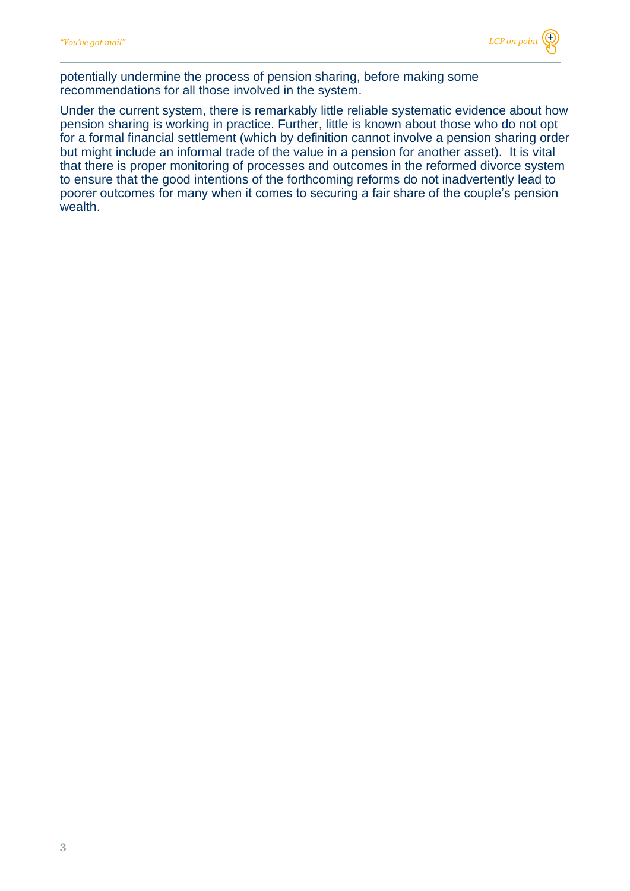potentially undermine the process of pension sharing, before making some recommendations for all those involved in the system.

Under the current system, there is remarkably little reliable systematic evidence about how pension sharing is working in practice. Further, little is known about those who do not opt for a formal financial settlement (which by definition cannot involve a pension sharing order but might include an informal trade of the value in a pension for another asset). It is vital that there is proper monitoring of processes and outcomes in the reformed divorce system to ensure that the good intentions of the forthcoming reforms do not inadvertently lead to poorer outcomes for many when it comes to securing a fair share of the couple's pension wealth.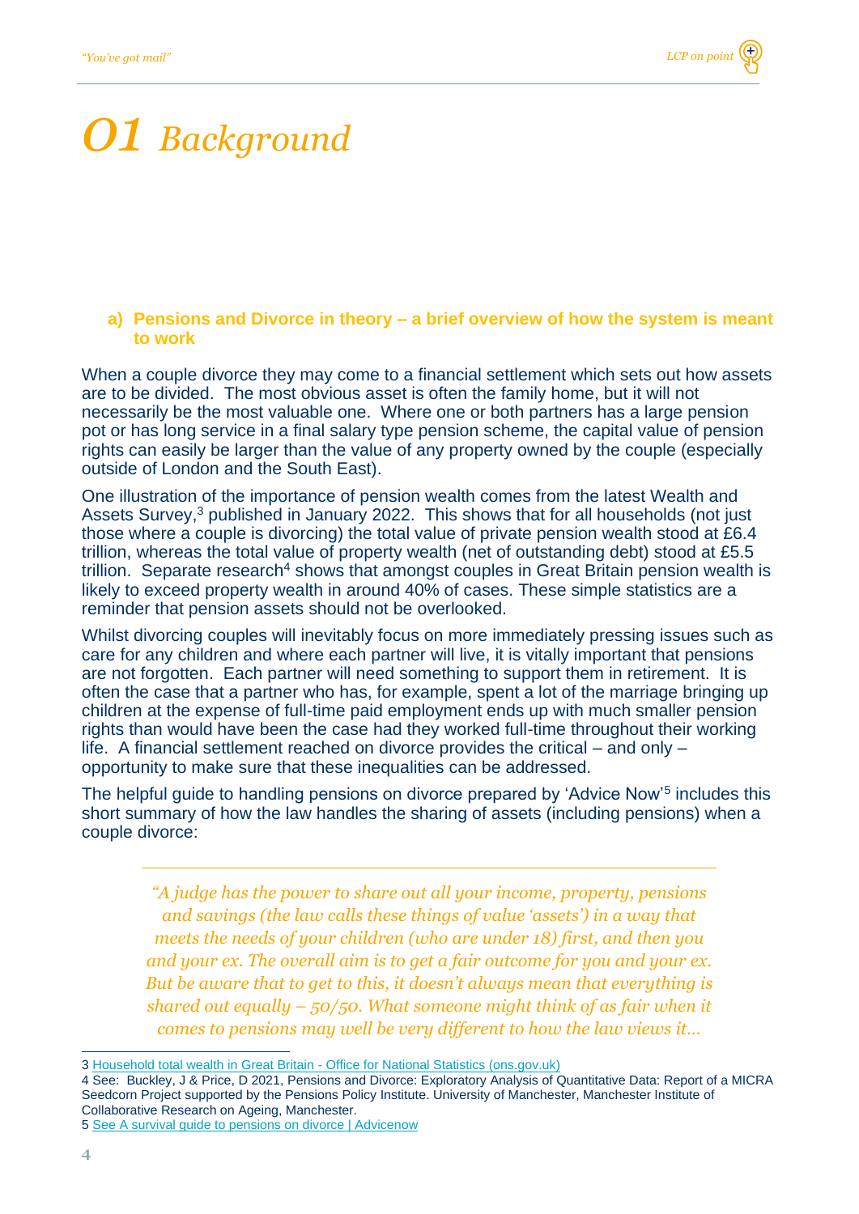# 01 Background

### a) Pensions and Divorce in theory – a brief overview of how the system is meant to work

When a couple divorce they may come to a financial settlement which sets out how assets are to be divided. The most obvious asset is often the family home, but it will not necessarily be the most valuable one. Where one or both partners has a large pension pot or has long service in a final salary type pension scheme, the capital value of pension rights can easily be larger than the value of any property owned by the couple (especially outside of London and the South East).

One illustration of the importance of pension wealth comes from the latest Wealth and Assets Survey,[3] published in January 2022. This shows that for all households (not just those where a couple is divorcing) the total value of private pension wealth stood at £6.4 trillion, whereas the total value of property wealth (net of outstanding debt) stood at £5.5 trillion. Separate research[4] shows that amongst couples in Great Britain pension wealth is likely to exceed property wealth in around 40% of cases. These simple statistics are a reminder that pension assets should not be overlooked.

Whilst divorcing couples will inevitably focus on more immediately pressing issues such as care for any children and where each partner will live, it is vitally important that pensions are not forgotten. Each partner will need something to support them in retirement. It is often the case that a partner who has, for example, spent a lot of the marriage bringing up children at the expense of full-time paid employment ends up with much smaller pension rights than would have been the case had they worked full-time throughout their working life. A financial settlement reached on divorce provides the critical – and only – opportunity to make sure that these inequalities can be addressed.

The helpful guide to handling pensions on divorce prepared by 'Advice Now'[5] includes this short summary of how the law handles the sharing of assets (including pensions) when a couple divorce:

> *"A judge has the power to share out all your income, property, pensions and savings (the law calls these things of value 'assets') in a way that meets the needs of your children (who are under 18) first, and then you and your ex. The overall aim is to get a fair outcome for you and your ex. But be aware that to get to this, it doesn't always mean that everything is shared out equally – 50/50. What someone might think of as fair when it comes to pensions may well be very different to how the law views it…*

---

3 Household total wealth in Great Britain - Office for National Statistics (ons.gov.uk)

4 See: Buckley, J & Price, D 2021, Pensions and Divorce: Exploratory Analysis of Quantitative Data: Report of a MICRA Seedcorn Project supported by the Pensions Policy Institute. University of Manchester, Manchester Institute of Collaborative Research on Ageing, Manchester.

5 See A survival guide to pensions on divorce | Advicenow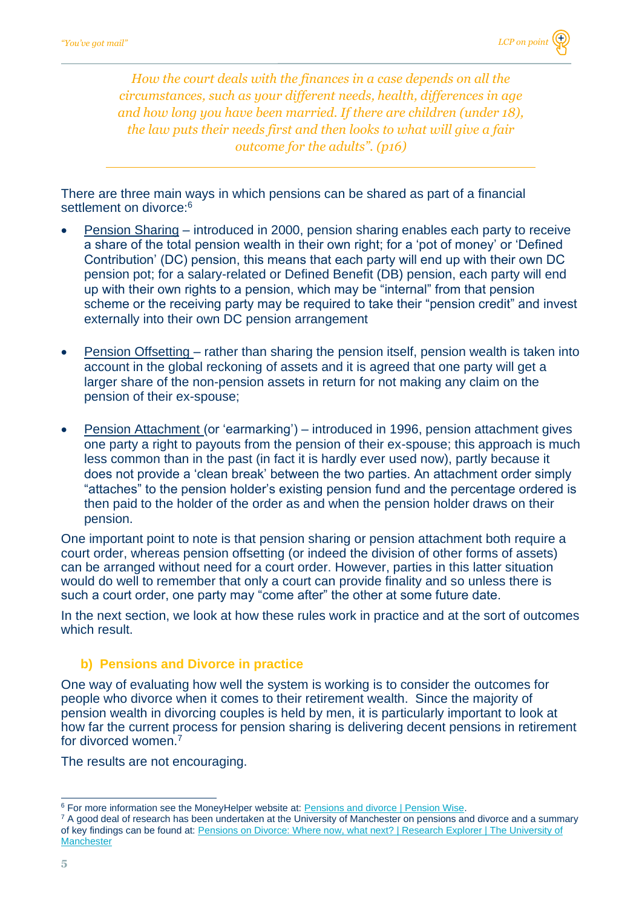*How the court deals with the finances in a case depends on all the circumstances, such as your different needs, health, differences in age and how long you have been married. If there are children (under 18), the law puts their needs first and then looks to what will give a fair outcome for the adults". (p16)*

There are three main ways in which pensions can be shared as part of a financial settlement on divorce:[6]

- Pension Sharing – introduced in 2000, pension sharing enables each party to receive a share of the total pension wealth in their own right; for a 'pot of money' or 'Defined Contribution' (DC) pension, this means that each party will end up with their own DC pension pot; for a salary-related or Defined Benefit (DB) pension, each party will end up with their own rights to a pension, which may be "internal" from that pension scheme or the receiving party may be required to take their "pension credit" and invest externally into their own DC pension arrangement

- Pension Offsetting – rather than sharing the pension itself, pension wealth is taken into account in the global reckoning of assets and it is agreed that one party will get a larger share of the non-pension assets in return for not making any claim on the pension of their ex-spouse;

- Pension Attachment (or 'earmarking') – introduced in 1996, pension attachment gives one party a right to payouts from the pension of their ex-spouse; this approach is much less common than in the past (in fact it is hardly ever used now), partly because it does not provide a 'clean break' between the two parties. An attachment order simply "attaches" to the pension holder's existing pension fund and the percentage ordered is then paid to the holder of the order as and when the pension holder draws on their pension.

One important point to note is that pension sharing or pension attachment both require a court order, whereas pension offsetting (or indeed the division of other forms of assets) can be arranged without need for a court order. However, parties in this latter situation would do well to remember that only a court can provide finality and so unless there is such a court order, one party may "come after" the other at some future date.

In the next section, we look at how these rules work in practice and at the sort of outcomes which result.

## b) Pensions and Divorce in practice

One way of evaluating how well the system is working is to consider the outcomes for people who divorce when it comes to their retirement wealth. Since the majority of pension wealth in divorcing couples is held by men, it is particularly important to look at how far the current process for pension sharing is delivering decent pensions in retirement for divorced women.[7]

The results are not encouraging.

---

[6] For more information see the MoneyHelper website at: Pensions and divorce | Pension Wise.

[7] A good deal of research has been undertaken at the University of Manchester on pensions and divorce and a summary of key findings can be found at: Pensions on Divorce: Where now, what next? | Research Explorer | The University of Manchester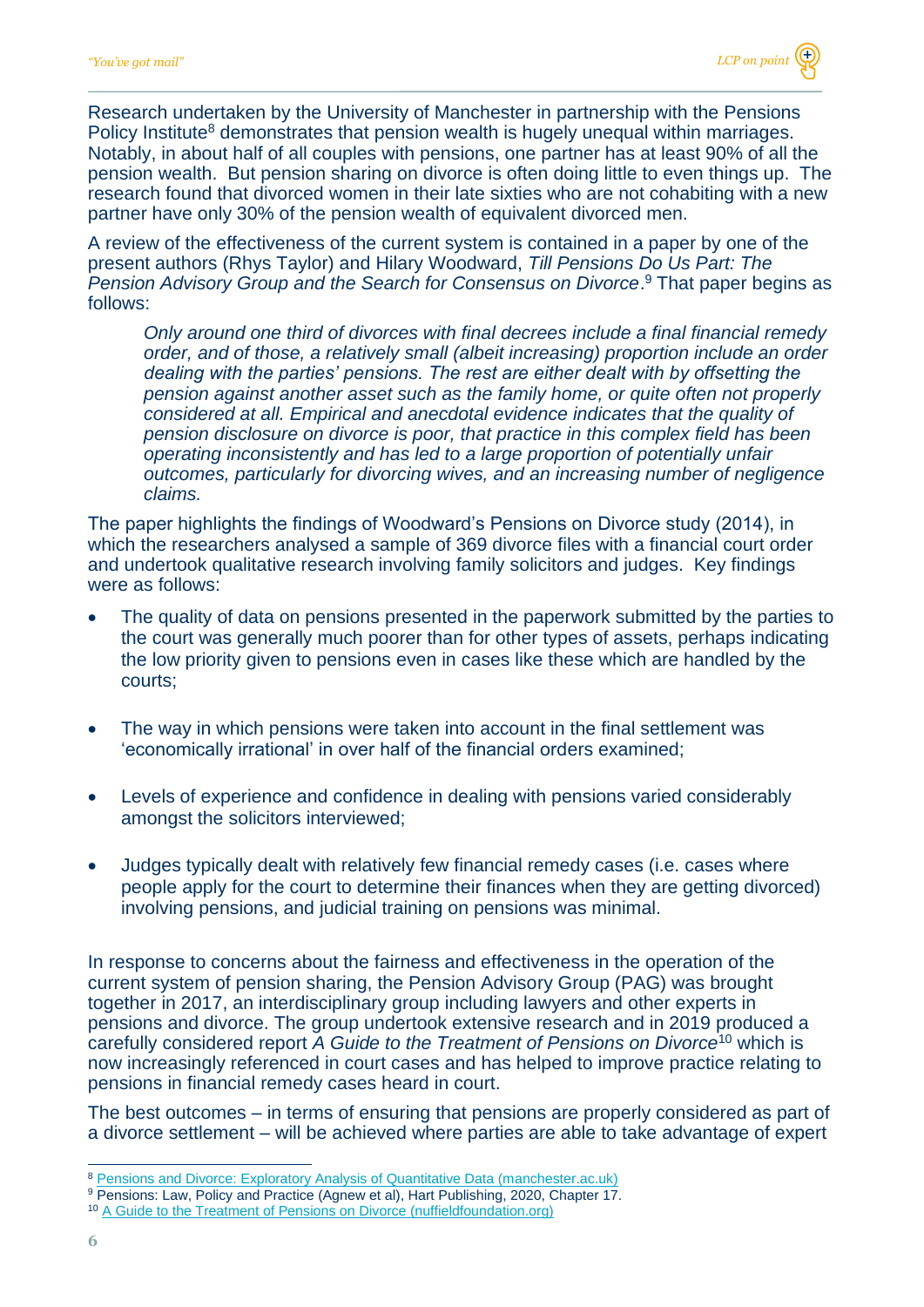Research undertaken by the University of Manchester in partnership with the Pensions Policy Institute[8] demonstrates that pension wealth is hugely unequal within marriages. Notably, in about half of all couples with pensions, one partner has at least 90% of all the pension wealth. But pension sharing on divorce is often doing little to even things up. The research found that divorced women in their late sixties who are not cohabiting with a new partner have only 30% of the pension wealth of equivalent divorced men.

A review of the effectiveness of the current system is contained in a paper by one of the present authors (Rhys Taylor) and Hilary Woodward, *Till Pensions Do Us Part: The Pension Advisory Group and the Search for Consensus on Divorce*.[9] That paper begins as follows:

> *Only around one third of divorces with final decrees include a final financial remedy order, and of those, a relatively small (albeit increasing) proportion include an order dealing with the parties' pensions. The rest are either dealt with by offsetting the pension against another asset such as the family home, or quite often not properly considered at all. Empirical and anecdotal evidence indicates that the quality of pension disclosure on divorce is poor, that practice in this complex field has been operating inconsistently and has led to a large proportion of potentially unfair outcomes, particularly for divorcing wives, and an increasing number of negligence claims.*

The paper highlights the findings of Woodward's Pensions on Divorce study (2014), in which the researchers analysed a sample of 369 divorce files with a financial court order and undertook qualitative research involving family solicitors and judges. Key findings were as follows:

- The quality of data on pensions presented in the paperwork submitted by the parties to the court was generally much poorer than for other types of assets, perhaps indicating the low priority given to pensions even in cases like these which are handled by the courts;
- The way in which pensions were taken into account in the final settlement was 'economically irrational' in over half of the financial orders examined;
- Levels of experience and confidence in dealing with pensions varied considerably amongst the solicitors interviewed;
- Judges typically dealt with relatively few financial remedy cases (i.e. cases where people apply for the court to determine their finances when they are getting divorced) involving pensions, and judicial training on pensions was minimal.

In response to concerns about the fairness and effectiveness in the operation of the current system of pension sharing, the Pension Advisory Group (PAG) was brought together in 2017, an interdisciplinary group including lawyers and other experts in pensions and divorce. The group undertook extensive research and in 2019 produced a carefully considered report *A Guide to the Treatment of Pensions on Divorce*[10] which is now increasingly referenced in court cases and has helped to improve practice relating to pensions in financial remedy cases heard in court.

The best outcomes – in terms of ensuring that pensions are properly considered as part of a divorce settlement – will be achieved where parties are able to take advantage of expert

---

[8] Pensions and Divorce: Exploratory Analysis of Quantitative Data (manchester.ac.uk)

[9] Pensions: Law, Policy and Practice (Agnew et al), Hart Publishing, 2020, Chapter 17.

[10] A Guide to the Treatment of Pensions on Divorce (nuffieldfoundation.org)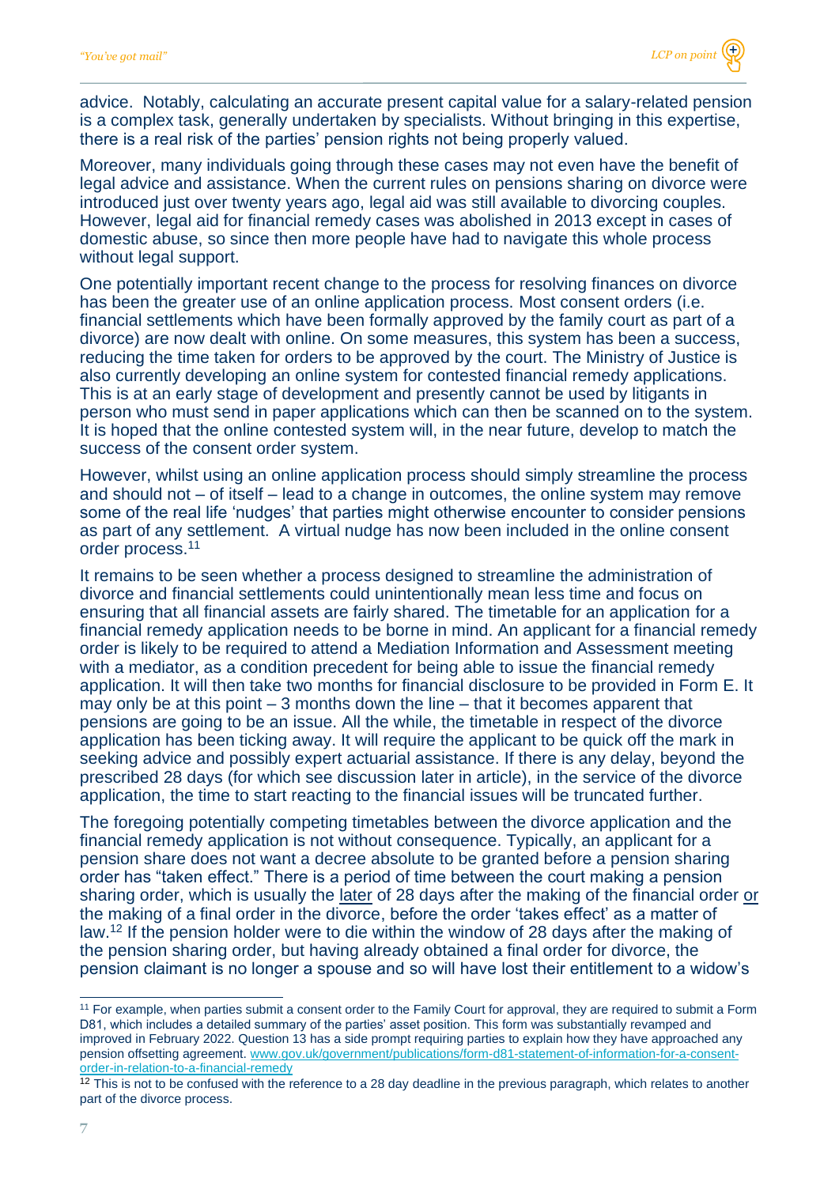advice. Notably, calculating an accurate present capital value for a salary-related pension is a complex task, generally undertaken by specialists. Without bringing in this expertise, there is a real risk of the parties' pension rights not being properly valued.

Moreover, many individuals going through these cases may not even have the benefit of legal advice and assistance. When the current rules on pensions sharing on divorce were introduced just over twenty years ago, legal aid was still available to divorcing couples. However, legal aid for financial remedy cases was abolished in 2013 except in cases of domestic abuse, so since then more people have had to navigate this whole process without legal support.

One potentially important recent change to the process for resolving finances on divorce has been the greater use of an online application process. Most consent orders (i.e. financial settlements which have been formally approved by the family court as part of a divorce) are now dealt with online. On some measures, this system has been a success, reducing the time taken for orders to be approved by the court. The Ministry of Justice is also currently developing an online system for contested financial remedy applications. This is at an early stage of development and presently cannot be used by litigants in person who must send in paper applications which can then be scanned on to the system. It is hoped that the online contested system will, in the near future, develop to match the success of the consent order system.

However, whilst using an online application process should simply streamline the process and should not – of itself – lead to a change in outcomes, the online system may remove some of the real life 'nudges' that parties might otherwise encounter to consider pensions as part of any settlement. A virtual nudge has now been included in the online consent order process.[11]

It remains to be seen whether a process designed to streamline the administration of divorce and financial settlements could unintentionally mean less time and focus on ensuring that all financial assets are fairly shared. The timetable for an application for a financial remedy application needs to be borne in mind. An applicant for a financial remedy order is likely to be required to attend a Mediation Information and Assessment meeting with a mediator, as a condition precedent for being able to issue the financial remedy application. It will then take two months for financial disclosure to be provided in Form E. It may only be at this point – 3 months down the line – that it becomes apparent that pensions are going to be an issue. All the while, the timetable in respect of the divorce application has been ticking away. It will require the applicant to be quick off the mark in seeking advice and possibly expert actuarial assistance. If there is any delay, beyond the prescribed 28 days (for which see discussion later in article), in the service of the divorce application, the time to start reacting to the financial issues will be truncated further.

The foregoing potentially competing timetables between the divorce application and the financial remedy application is not without consequence. Typically, an applicant for a pension share does not want a decree absolute to be granted before a pension sharing order has "taken effect." There is a period of time between the court making a pension sharing order, which is usually the later of 28 days after the making of the financial order or the making of a final order in the divorce, before the order 'takes effect' as a matter of law.[12] If the pension holder were to die within the window of 28 days after the making of the pension sharing order, but having already obtained a final order for divorce, the pension claimant is no longer a spouse and so will have lost their entitlement to a widow's

---

[11] For example, when parties submit a consent order to the Family Court for approval, they are required to submit a Form D81, which includes a detailed summary of the parties' asset position. This form was substantially revamped and improved in February 2022. Question 13 has a side prompt requiring parties to explain how they have approached any pension offsetting agreement. www.gov.uk/government/publications/form-d81-statement-of-information-for-a-consent-order-in-relation-to-a-financial-remedy

[12] This is not to be confused with the reference to a 28 day deadline in the previous paragraph, which relates to another part of the divorce process.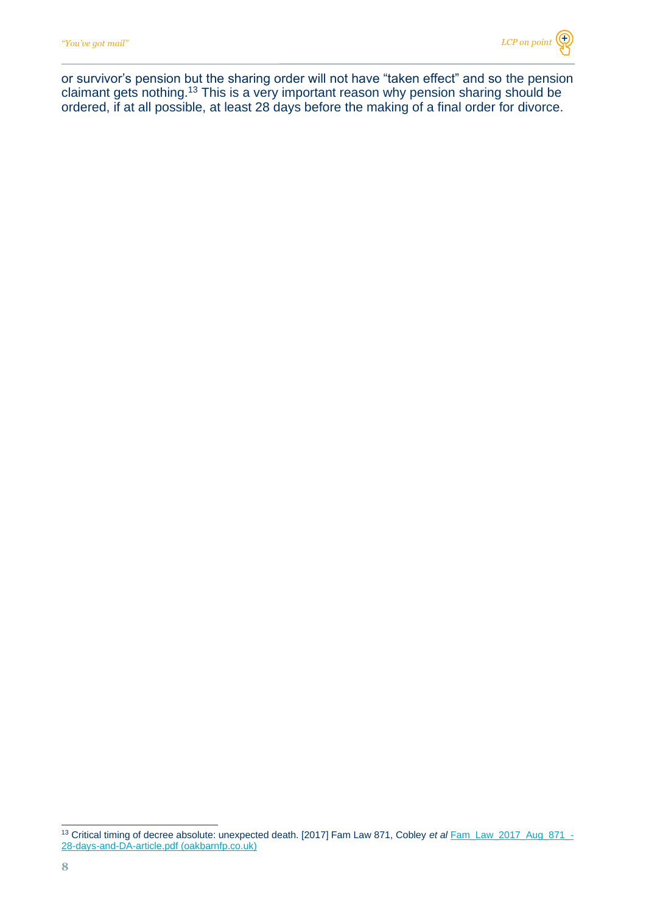or survivor's pension but the sharing order will not have "taken effect" and so the pension claimant gets nothing.[13] This is a very important reason why pension sharing should be ordered, if at all possible, at least 28 days before the making of a final order for divorce.

---

[13] Critical timing of decree absolute: unexpected death. [2017] Fam Law 871, Cobley *et al* [Fam_Law_2017_Aug_871_-28-days-and-DA-article.pdf (oakbarnfp.co.uk)]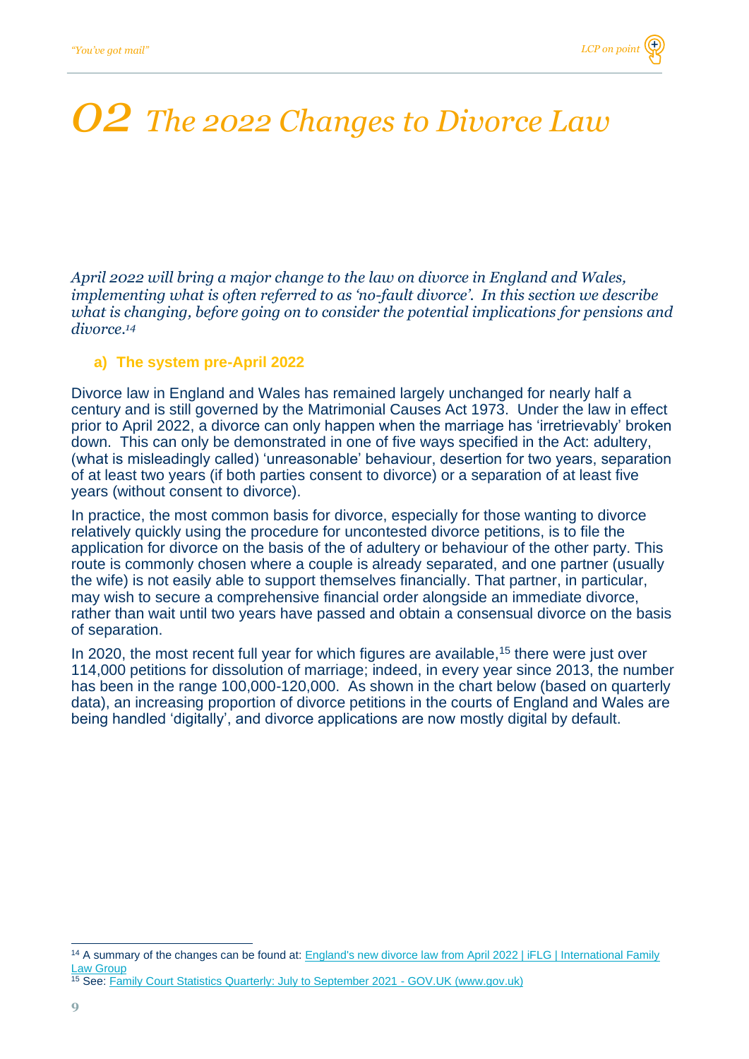# *02 The 2022 Changes to Divorce Law*

*April 2022 will bring a major change to the law on divorce in England and Wales, implementing what is often referred to as 'no-fault divorce'. In this section we describe what is changing, before going on to consider the potential implications for pensions and divorce.*[14]

## a) The system pre-April 2022

Divorce law in England and Wales has remained largely unchanged for nearly half a century and is still governed by the Matrimonial Causes Act 1973. Under the law in effect prior to April 2022, a divorce can only happen when the marriage has 'irretrievably' broken down. This can only be demonstrated in one of five ways specified in the Act: adultery, (what is misleadingly called) 'unreasonable' behaviour, desertion for two years, separation of at least two years (if both parties consent to divorce) or a separation of at least five years (without consent to divorce).

In practice, the most common basis for divorce, especially for those wanting to divorce relatively quickly using the procedure for uncontested divorce petitions, is to file the application for divorce on the basis of the of adultery or behaviour of the other party. This route is commonly chosen where a couple is already separated, and one partner (usually the wife) is not easily able to support themselves financially. That partner, in particular, may wish to secure a comprehensive financial order alongside an immediate divorce, rather than wait until two years have passed and obtain a consensual divorce on the basis of separation.

In 2020, the most recent full year for which figures are available,[15] there were just over 114,000 petitions for dissolution of marriage; indeed, in every year since 2013, the number has been in the range 100,000-120,000. As shown in the chart below (based on quarterly data), an increasing proportion of divorce petitions in the courts of England and Wales are being handled 'digitally', and divorce applications are now mostly digital by default.

---

[14] A summary of the changes can be found at: England's new divorce law from April 2022 | iFLG | International Family Law Group

[15] See: Family Court Statistics Quarterly: July to September 2021 - GOV.UK (www.gov.uk)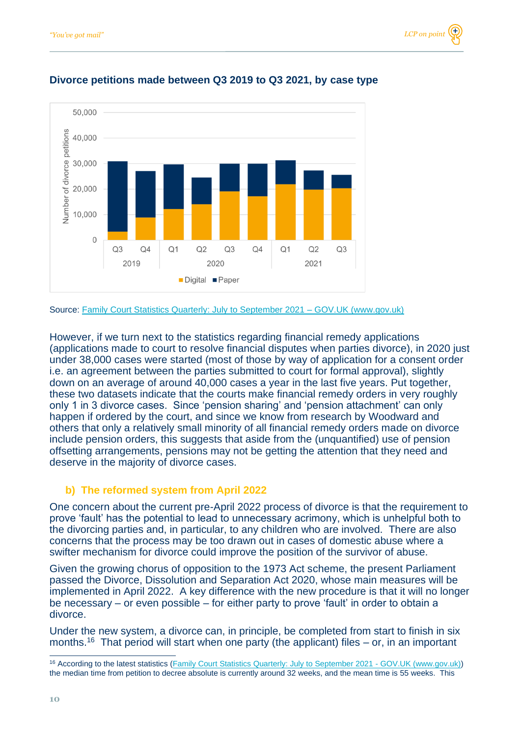**Divorce petitions made between Q3 2019 to Q3 2021, by case type**

Source: [Family Court Statistics Quarterly: July to September 2021 – GOV.UK (www.gov.uk)](https://www.gov.uk)

However, if we turn next to the statistics regarding financial remedy applications (applications made to court to resolve financial disputes when parties divorce), in 2020 just under 38,000 cases were started (most of those by way of application for a consent order i.e. an agreement between the parties submitted to court for formal approval), slightly down on an average of around 40,000 cases a year in the last five years. Put together, these two datasets indicate that the courts make financial remedy orders in very roughly only 1 in 3 divorce cases. Since 'pension sharing' and 'pension attachment' can only happen if ordered by the court, and since we know from research by Woodward and others that only a relatively small minority of all financial remedy orders made on divorce include pension orders, this suggests that aside from the (unquantified) use of pension offsetting arrangements, pensions may not be getting the attention that they need and deserve in the majority of divorce cases.

### b) The reformed system from April 2022

One concern about the current pre-April 2022 process of divorce is that the requirement to prove 'fault' has the potential to lead to unnecessary acrimony, which is unhelpful both to the divorcing parties and, in particular, to any children who are involved. There are also concerns that the process may be too drawn out in cases of domestic abuse where a swifter mechanism for divorce could improve the position of the survivor of abuse.

Given the growing chorus of opposition to the 1973 Act scheme, the present Parliament passed the Divorce, Dissolution and Separation Act 2020, whose main measures will be implemented in April 2022. A key difference with the new procedure is that it will no longer be necessary – or even possible – for either party to prove 'fault' in order to obtain a divorce.

Under the new system, a divorce can, in principle, be completed from start to finish in six months.[16] That period will start when one party (the applicant) files – or, in an important

---

[16] According to the latest statistics ([Family Court Statistics Quarterly: July to September 2021 - GOV.UK (www.gov.uk)](https://www.gov.uk)) the median time from petition to decree absolute is currently around 32 weeks, and the mean time is 55 weeks. This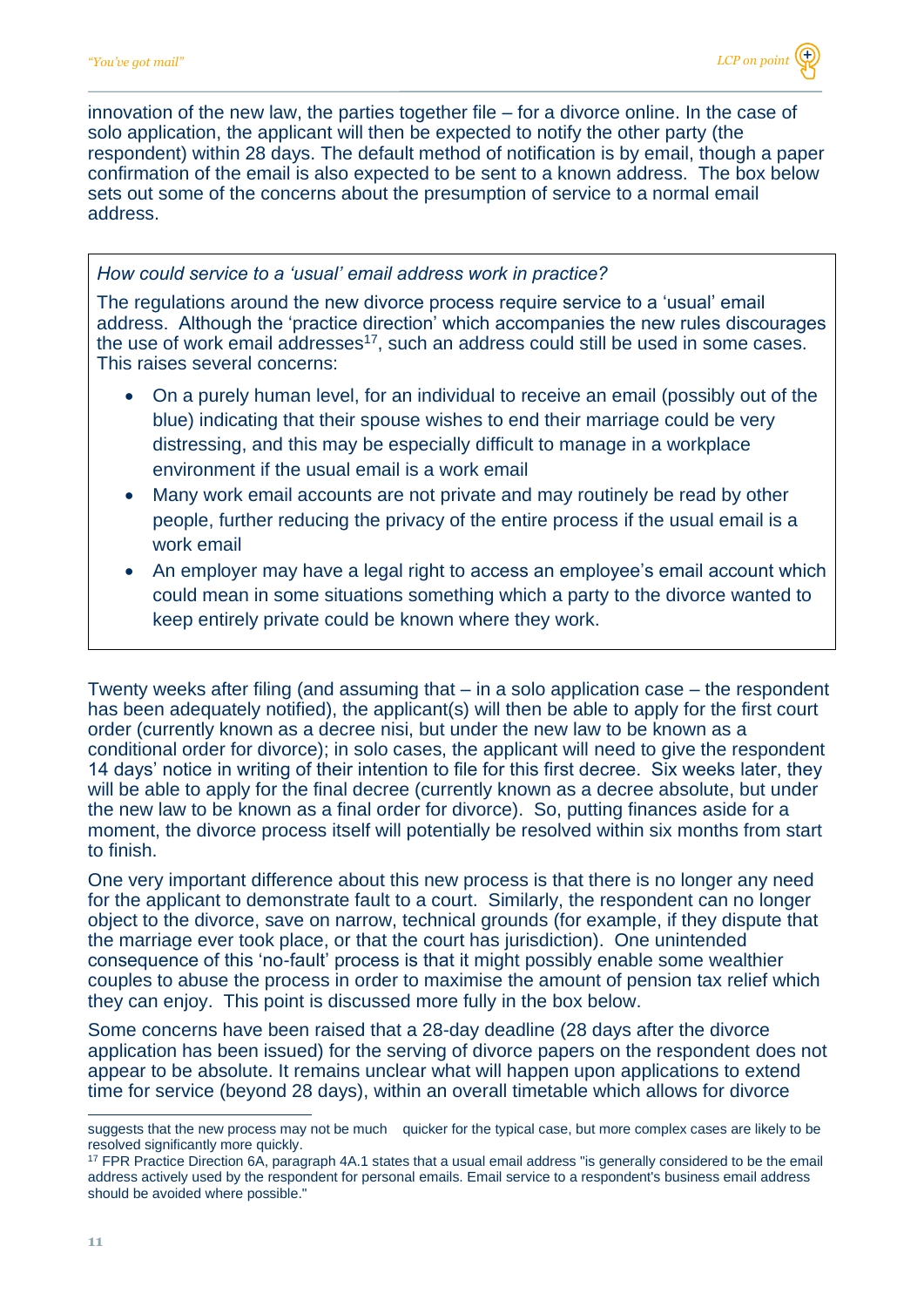innovation of the new law, the parties together file – for a divorce online. In the case of solo application, the applicant will then be expected to notify the other party (the respondent) within 28 days. The default method of notification is by email, though a paper confirmation of the email is also expected to be sent to a known address. The box below sets out some of the concerns about the presumption of service to a normal email address.

> *How could service to a 'usual' email address work in practice?*
>
> The regulations around the new divorce process require service to a 'usual' email address. Although the 'practice direction' which accompanies the new rules discourages the use of work email addresses[17], such an address could still be used in some cases. This raises several concerns:
>
> - On a purely human level, for an individual to receive an email (possibly out of the blue) indicating that their spouse wishes to end their marriage could be very distressing, and this may be especially difficult to manage in a workplace environment if the usual email is a work email
> - Many work email accounts are not private and may routinely be read by other people, further reducing the privacy of the entire process if the usual email is a work email
> - An employer may have a legal right to access an employee's email account which could mean in some situations something which a party to the divorce wanted to keep entirely private could be known where they work.

Twenty weeks after filing (and assuming that – in a solo application case – the respondent has been adequately notified), the applicant(s) will then be able to apply for the first court order (currently known as a decree nisi, but under the new law to be known as a conditional order for divorce); in solo cases, the applicant will need to give the respondent 14 days' notice in writing of their intention to file for this first decree. Six weeks later, they will be able to apply for the final decree (currently known as a decree absolute, but under the new law to be known as a final order for divorce). So, putting finances aside for a moment, the divorce process itself will potentially be resolved within six months from start to finish.

One very important difference about this new process is that there is no longer any need for the applicant to demonstrate fault to a court. Similarly, the respondent can no longer object to the divorce, save on narrow, technical grounds (for example, if they dispute that the marriage ever took place, or that the court has jurisdiction). One unintended consequence of this 'no-fault' process is that it might possibly enable some wealthier couples to abuse the process in order to maximise the amount of pension tax relief which they can enjoy. This point is discussed more fully in the box below.

Some concerns have been raised that a 28-day deadline (28 days after the divorce application has been issued) for the serving of divorce papers on the respondent does not appear to be absolute. It remains unclear what will happen upon applications to extend time for service (beyond 28 days), within an overall timetable which allows for divorce

---

suggests that the new process may not be much quicker for the typical case, but more complex cases are likely to be resolved significantly more quickly.

[17] FPR Practice Direction 6A, paragraph 4A.1 states that a usual email address "is generally considered to be the email address actively used by the respondent for personal emails. Email service to a respondent's business email address should be avoided where possible."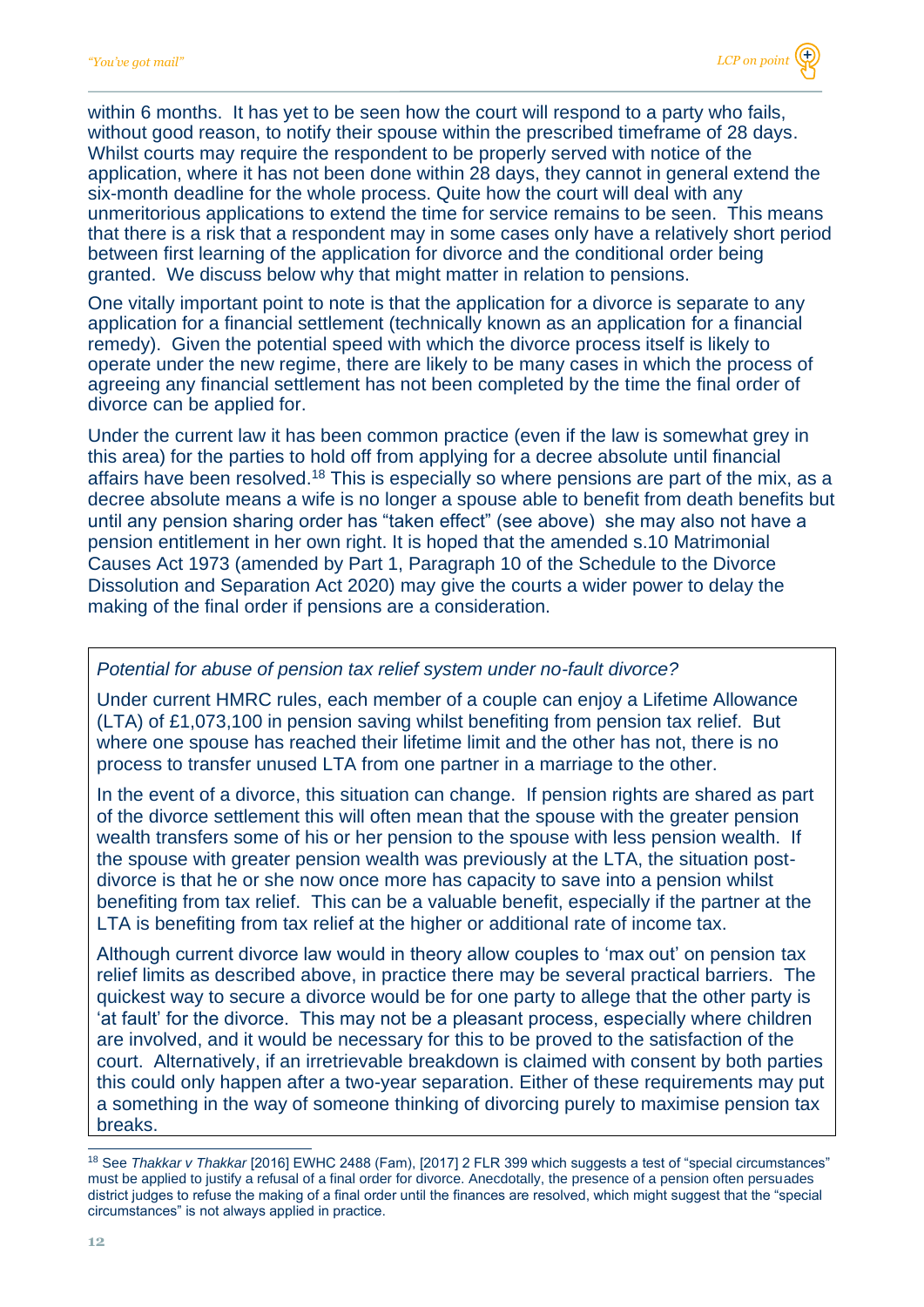within 6 months. It has yet to be seen how the court will respond to a party who fails, without good reason, to notify their spouse within the prescribed timeframe of 28 days. Whilst courts may require the respondent to be properly served with notice of the application, where it has not been done within 28 days, they cannot in general extend the six-month deadline for the whole process. Quite how the court will deal with any unmeritorious applications to extend the time for service remains to be seen. This means that there is a risk that a respondent may in some cases only have a relatively short period between first learning of the application for divorce and the conditional order being granted. We discuss below why that might matter in relation to pensions.

One vitally important point to note is that the application for a divorce is separate to any application for a financial settlement (technically known as an application for a financial remedy). Given the potential speed with which the divorce process itself is likely to operate under the new regime, there are likely to be many cases in which the process of agreeing any financial settlement has not been completed by the time the final order of divorce can be applied for.

Under the current law it has been common practice (even if the law is somewhat grey in this area) for the parties to hold off from applying for a decree absolute until financial affairs have been resolved.[18] This is especially so where pensions are part of the mix, as a decree absolute means a wife is no longer a spouse able to benefit from death benefits but until any pension sharing order has "taken effect" (see above) she may also not have a pension entitlement in her own right. It is hoped that the amended s.10 Matrimonial Causes Act 1973 (amended by Part 1, Paragraph 10 of the Schedule to the Divorce Dissolution and Separation Act 2020) may give the courts a wider power to delay the making of the final order if pensions are a consideration.

*Potential for abuse of pension tax relief system under no-fault divorce?*

Under current HMRC rules, each member of a couple can enjoy a Lifetime Allowance (LTA) of £1,073,100 in pension saving whilst benefiting from pension tax relief. But where one spouse has reached their lifetime limit and the other has not, there is no process to transfer unused LTA from one partner in a marriage to the other.

In the event of a divorce, this situation can change. If pension rights are shared as part of the divorce settlement this will often mean that the spouse with the greater pension wealth transfers some of his or her pension to the spouse with less pension wealth. If the spouse with greater pension wealth was previously at the LTA, the situation post-divorce is that he or she now once more has capacity to save into a pension whilst benefiting from tax relief. This can be a valuable benefit, especially if the partner at the LTA is benefiting from tax relief at the higher or additional rate of income tax.

Although current divorce law would in theory allow couples to 'max out' on pension tax relief limits as described above, in practice there may be several practical barriers. The quickest way to secure a divorce would be for one party to allege that the other party is 'at fault' for the divorce. This may not be a pleasant process, especially where children are involved, and it would be necessary for this to be proved to the satisfaction of the court. Alternatively, if an irretrievable breakdown is claimed with consent by both parties this could only happen after a two-year separation. Either of these requirements may put a something in the way of someone thinking of divorcing purely to maximise pension tax breaks.

---

[18] See *Thakkar v Thakkar* [2016] EWHC 2488 (Fam), [2017] 2 FLR 399 which suggests a test of "special circumstances" must be applied to justify a refusal of a final order for divorce. Anecdotally, the presence of a pension often persuades district judges to refuse the making of a final order until the finances are resolved, which might suggest that the "special circumstances" is not always applied in practice.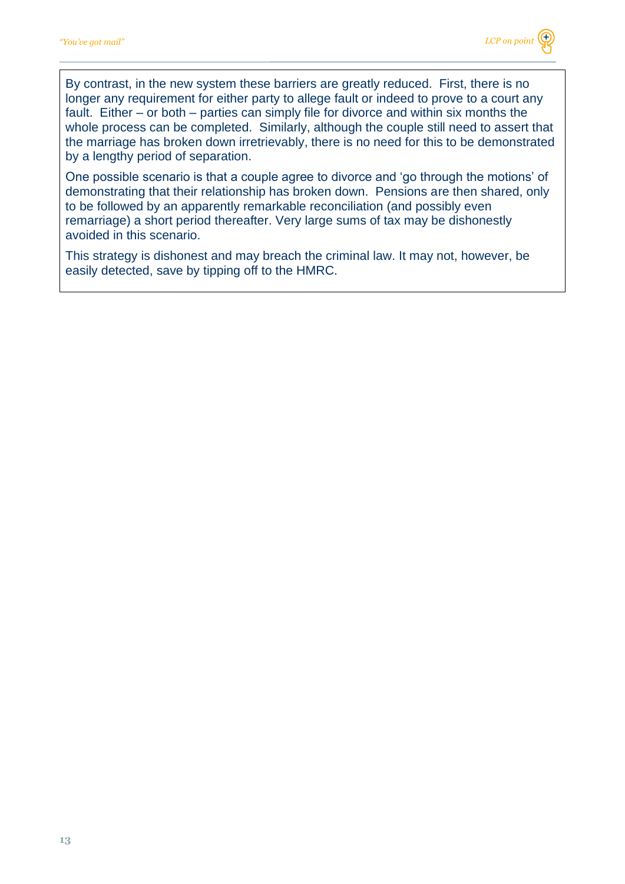By contrast, in the new system these barriers are greatly reduced. First, there is no longer any requirement for either party to allege fault or indeed to prove to a court any fault. Either – or both – parties can simply file for divorce and within six months the whole process can be completed. Similarly, although the couple still need to assert that the marriage has broken down irretrievably, there is no need for this to be demonstrated by a lengthy period of separation.

One possible scenario is that a couple agree to divorce and 'go through the motions' of demonstrating that their relationship has broken down. Pensions are then shared, only to be followed by an apparently remarkable reconciliation (and possibly even remarriage) a short period thereafter. Very large sums of tax may be dishonestly avoided in this scenario.

This strategy is dishonest and may breach the criminal law. It may not, however, be easily detected, save by tipping off to the HMRC.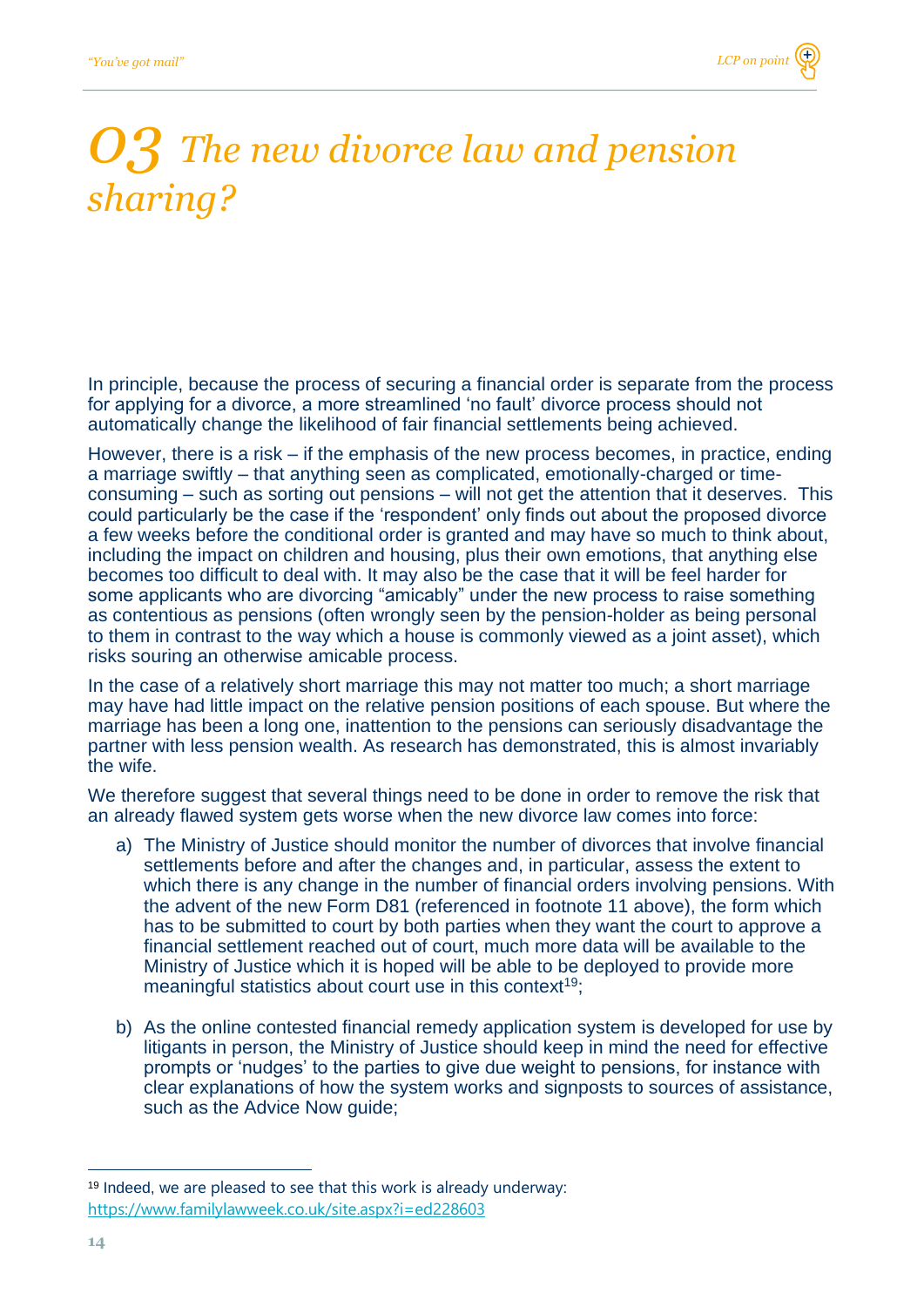# 03 The new divorce law and pension sharing?

In principle, because the process of securing a financial order is separate from the process for applying for a divorce, a more streamlined 'no fault' divorce process should not automatically change the likelihood of fair financial settlements being achieved.

However, there is a risk – if the emphasis of the new process becomes, in practice, ending a marriage swiftly – that anything seen as complicated, emotionally-charged or time-consuming – such as sorting out pensions – will not get the attention that it deserves. This could particularly be the case if the 'respondent' only finds out about the proposed divorce a few weeks before the conditional order is granted and may have so much to think about, including the impact on children and housing, plus their own emotions, that anything else becomes too difficult to deal with. It may also be the case that it will be feel harder for some applicants who are divorcing "amicably" under the new process to raise something as contentious as pensions (often wrongly seen by the pension-holder as being personal to them in contrast to the way which a house is commonly viewed as a joint asset), which risks souring an otherwise amicable process.

In the case of a relatively short marriage this may not matter too much; a short marriage may have had little impact on the relative pension positions of each spouse. But where the marriage has been a long one, inattention to the pensions can seriously disadvantage the partner with less pension wealth. As research has demonstrated, this is almost invariably the wife.

We therefore suggest that several things need to be done in order to remove the risk that an already flawed system gets worse when the new divorce law comes into force:

a) The Ministry of Justice should monitor the number of divorces that involve financial settlements before and after the changes and, in particular, assess the extent to which there is any change in the number of financial orders involving pensions. With the advent of the new Form D81 (referenced in footnote 11 above), the form which has to be submitted to court by both parties when they want the court to approve a financial settlement reached out of court, much more data will be available to the Ministry of Justice which it is hoped will be able to be deployed to provide more meaningful statistics about court use in this context[19];

b) As the online contested financial remedy application system is developed for use by litigants in person, the Ministry of Justice should keep in mind the need for effective prompts or 'nudges' to the parties to give due weight to pensions, for instance with clear explanations of how the system works and signposts to sources of assistance, such as the Advice Now guide;

---

[19] Indeed, we are pleased to see that this work is already underway: https://www.familylawweek.co.uk/site.aspx?i=ed228603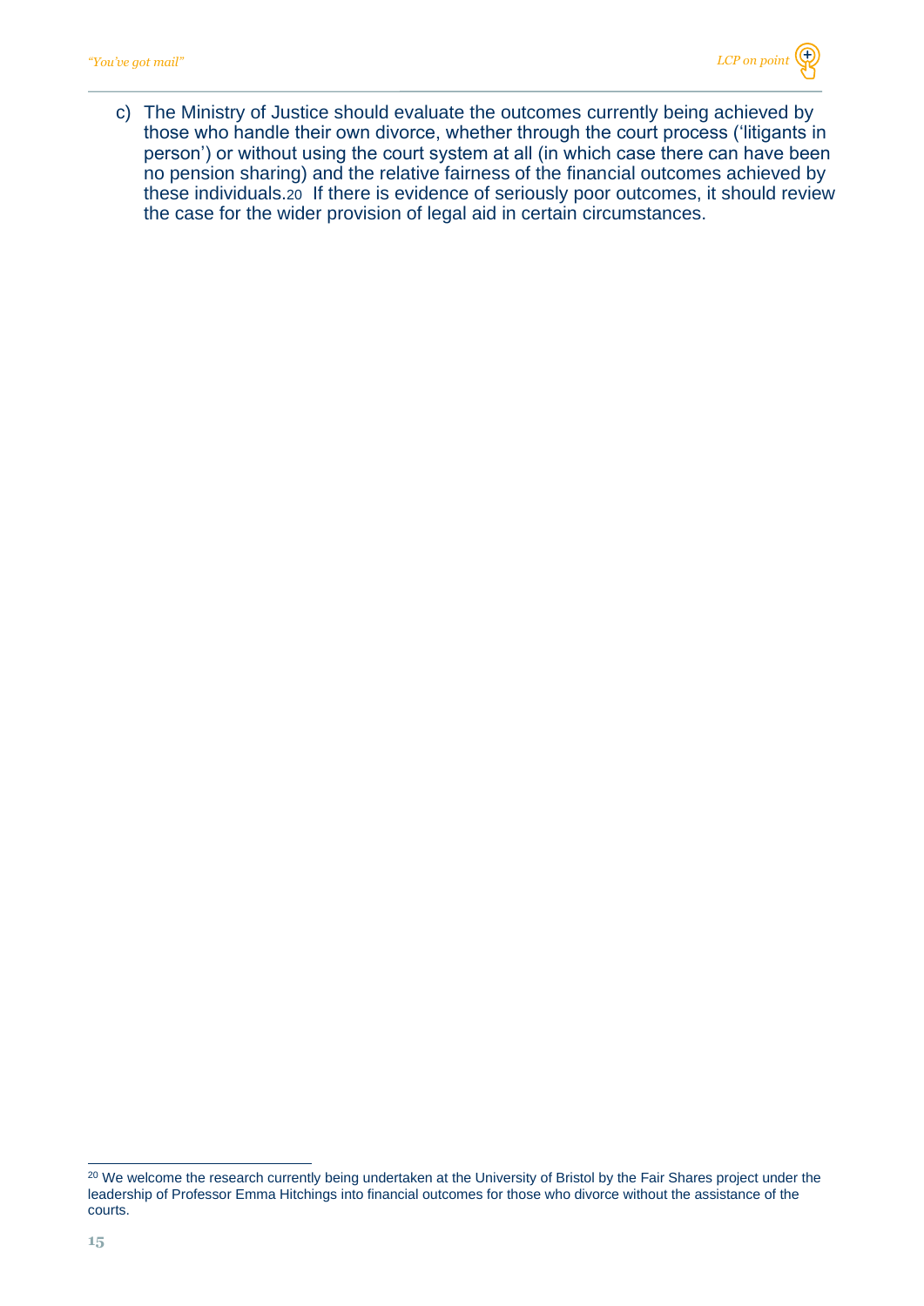c) The Ministry of Justice should evaluate the outcomes currently being achieved by those who handle their own divorce, whether through the court process ('litigants in person') or without using the court system at all (in which case there can have been no pension sharing) and the relative fairness of the financial outcomes achieved by these individuals.[20] If there is evidence of seriously poor outcomes, it should review the case for the wider provision of legal aid in certain circumstances.

[20] We welcome the research currently being undertaken at the University of Bristol by the Fair Shares project under the leadership of Professor Emma Hitchings into financial outcomes for those who divorce without the assistance of the courts.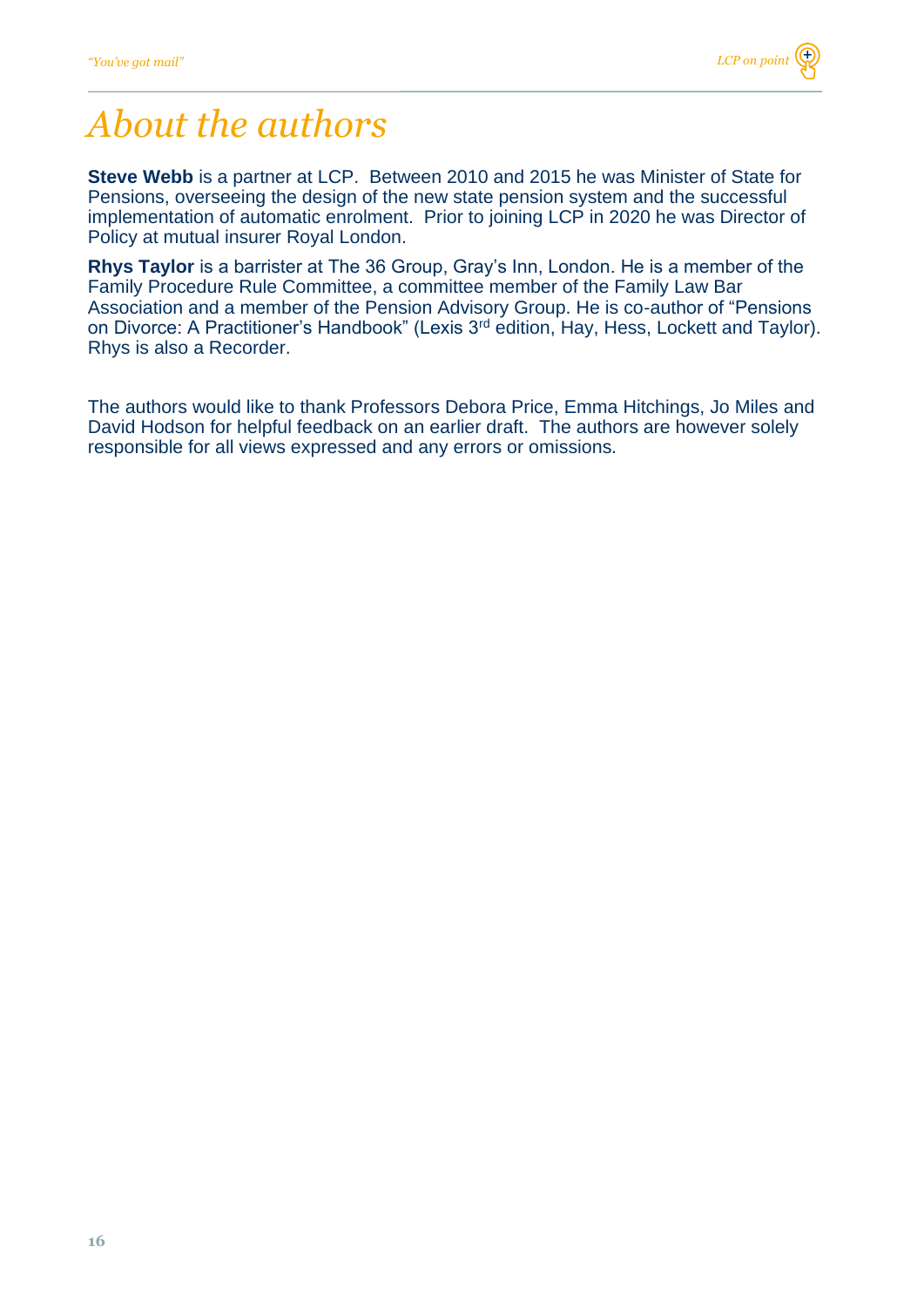# *About the authors*

**Steve Webb** is a partner at LCP. Between 2010 and 2015 he was Minister of State for Pensions, overseeing the design of the new state pension system and the successful implementation of automatic enrolment. Prior to joining LCP in 2020 he was Director of Policy at mutual insurer Royal London.

**Rhys Taylor** is a barrister at The 36 Group, Gray's Inn, London. He is a member of the Family Procedure Rule Committee, a committee member of the Family Law Bar Association and a member of the Pension Advisory Group. He is co-author of "Pensions on Divorce: A Practitioner's Handbook" (Lexis 3rd edition, Hay, Hess, Lockett and Taylor). Rhys is also a Recorder.

The authors would like to thank Professors Debora Price, Emma Hitchings, Jo Miles and David Hodson for helpful feedback on an earlier draft. The authors are however solely responsible for all views expressed and any errors or omissions.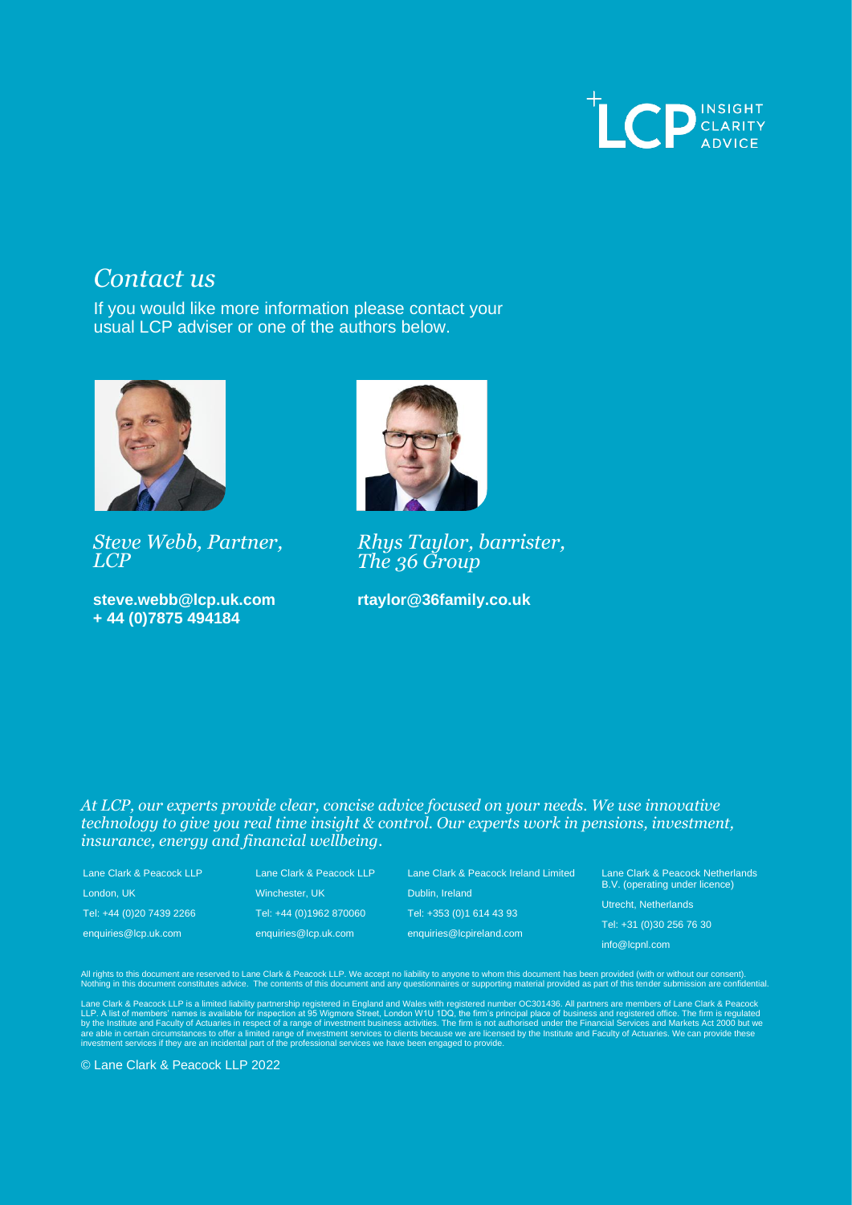## *Contact us*

If you would like more information please contact your usual LCP adviser or one of the authors below.

*Steve Webb, Partner, LCP*

**steve.webb@lcp.uk.com**
**+ 44 (0)7875 494184**

*Rhys Taylor, barrister, The 36 Group*

**rtaylor@36family.co.uk**

*At LCP, our experts provide clear, concise advice focused on your needs. We use innovative technology to give you real time insight & control. Our experts work in pensions, investment, insurance, energy and financial wellbeing.*

Lane Clark & Peacock LLP
London, UK
Tel: +44 (0)20 7439 2266
enquiries@lcp.uk.com

Lane Clark & Peacock LLP
Winchester, UK
Tel: +44 (0)1962 870060
enquiries@lcp.uk.com

Lane Clark & Peacock Ireland Limited
Dublin, Ireland
Tel: +353 (0)1 614 43 93
enquiries@lcpireland.com

Lane Clark & Peacock Netherlands B.V. (operating under licence)
Utrecht, Netherlands
Tel: +31 (0)30 256 76 30
info@lcpnl.com

All rights to this document are reserved to Lane Clark & Peacock LLP. We accept no liability to anyone to whom this document has been provided (with or without our consent). Nothing in this document constitutes advice. The contents of this document and any questionnaires or supporting material provided as part of this tender submission are confidential.

Lane Clark & Peacock LLP is a limited liability partnership registered in England and Wales with registered number OC301436. All partners are members of Lane Clark & Peacock LLP. A list of members' names is available for inspection at 95 Wigmore Street, London W1U 1DQ, the firm's principal place of business and registered office. The firm is regulated by the Institute and Faculty of Actuaries in respect of a range of investment business activities. The firm is not authorised under the Financial Services and Markets Act 2000 but we are able in certain circumstances to offer a limited range of investment services to clients because we are licensed by the Institute and Faculty of Actuaries. We can provide these investment services if they are an incidental part of the professional services we have been engaged to provide.

© Lane Clark & Peacock LLP 2022